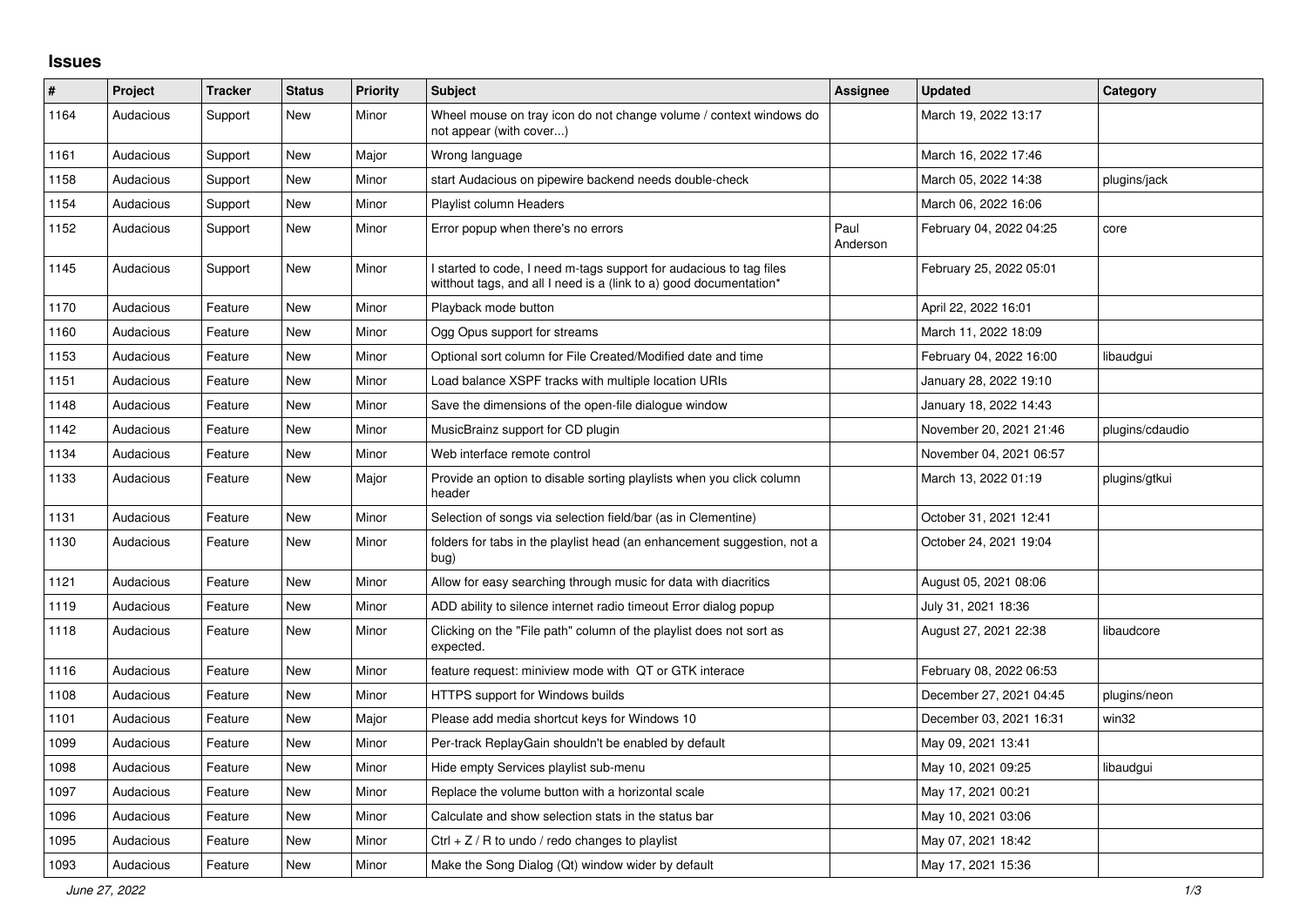## Issues

| # | Project | Tracker | Status | Priority | Subject | Assignee | Updated | Category |
|---|---|---|---|---|---|---|---|---|
| 1164 | Audacious | Support | New | Minor | Wheel mouse on tray icon do not change volume / context windows do not appear (with cover...) | | March 19, 2022 13:17 | |
| 1161 | Audacious | Support | New | Major | Wrong language | | March 16, 2022 17:46 | |
| 1158 | Audacious | Support | New | Minor | start Audacious on pipewire backend needs double-check | | March 05, 2022 14:38 | plugins/jack |
| 1154 | Audacious | Support | New | Minor | Playlist column Headers | | March 06, 2022 16:06 | |
| 1152 | Audacious | Support | New | Minor | Error popup when there's no errors | Paul Anderson | February 04, 2022 04:25 | core |
| 1145 | Audacious | Support | New | Minor | I started to code, I need m-tags support for audacious to tag files witthout tags, and all I need is a (link to a) good documentation* | | February 25, 2022 05:01 | |
| 1170 | Audacious | Feature | New | Minor | Playback mode button | | April 22, 2022 16:01 | |
| 1160 | Audacious | Feature | New | Minor | Ogg Opus support for streams | | March 11, 2022 18:09 | |
| 1153 | Audacious | Feature | New | Minor | Optional sort column for File Created/Modified date and time | | February 04, 2022 16:00 | libaudgui |
| 1151 | Audacious | Feature | New | Minor | Load balance XSPF tracks with multiple location URIs | | January 28, 2022 19:10 | |
| 1148 | Audacious | Feature | New | Minor | Save the dimensions of the open-file dialogue window | | January 18, 2022 14:43 | |
| 1142 | Audacious | Feature | New | Minor | MusicBrainz support for CD plugin | | November 20, 2021 21:46 | plugins/cdaudio |
| 1134 | Audacious | Feature | New | Minor | Web interface remote control | | November 04, 2021 06:57 | |
| 1133 | Audacious | Feature | New | Major | Provide an option to disable sorting playlists when you click column header | | March 13, 2022 01:19 | plugins/gtkui |
| 1131 | Audacious | Feature | New | Minor | Selection of songs via selection field/bar (as in Clementine) | | October 31, 2021 12:41 | |
| 1130 | Audacious | Feature | New | Minor | folders for tabs in the playlist head (an enhancement suggestion, not a bug) | | October 24, 2021 19:04 | |
| 1121 | Audacious | Feature | New | Minor | Allow for easy searching through music for data with diacritics | | August 05, 2021 08:06 | |
| 1119 | Audacious | Feature | New | Minor | ADD ability to silence internet radio timeout Error dialog popup | | July 31, 2021 18:36 | |
| 1118 | Audacious | Feature | New | Minor | Clicking on the "File path" column of the playlist does not sort as expected. | | August 27, 2021 22:38 | libaudcore |
| 1116 | Audacious | Feature | New | Minor | feature request: miniview mode with QT or GTK interace | | February 08, 2022 06:53 | |
| 1108 | Audacious | Feature | New | Minor | HTTPS support for Windows builds | | December 27, 2021 04:45 | plugins/neon |
| 1101 | Audacious | Feature | New | Major | Please add media shortcut keys for Windows 10 | | December 03, 2021 16:31 | win32 |
| 1099 | Audacious | Feature | New | Minor | Per-track ReplayGain shouldn't be enabled by default | | May 09, 2021 13:41 | |
| 1098 | Audacious | Feature | New | Minor | Hide empty Services playlist sub-menu | | May 10, 2021 09:25 | libaudgui |
| 1097 | Audacious | Feature | New | Minor | Replace the volume button with a horizontal scale | | May 17, 2021 00:21 | |
| 1096 | Audacious | Feature | New | Minor | Calculate and show selection stats in the status bar | | May 10, 2021 03:06 | |
| 1095 | Audacious | Feature | New | Minor | Ctrl + Z / R to undo / redo changes to playlist | | May 07, 2021 18:42 | |
| 1093 | Audacious | Feature | New | Minor | Make the Song Dialog (Qt) window wider by default | | May 17, 2021 15:36 | |

*June 27, 2022*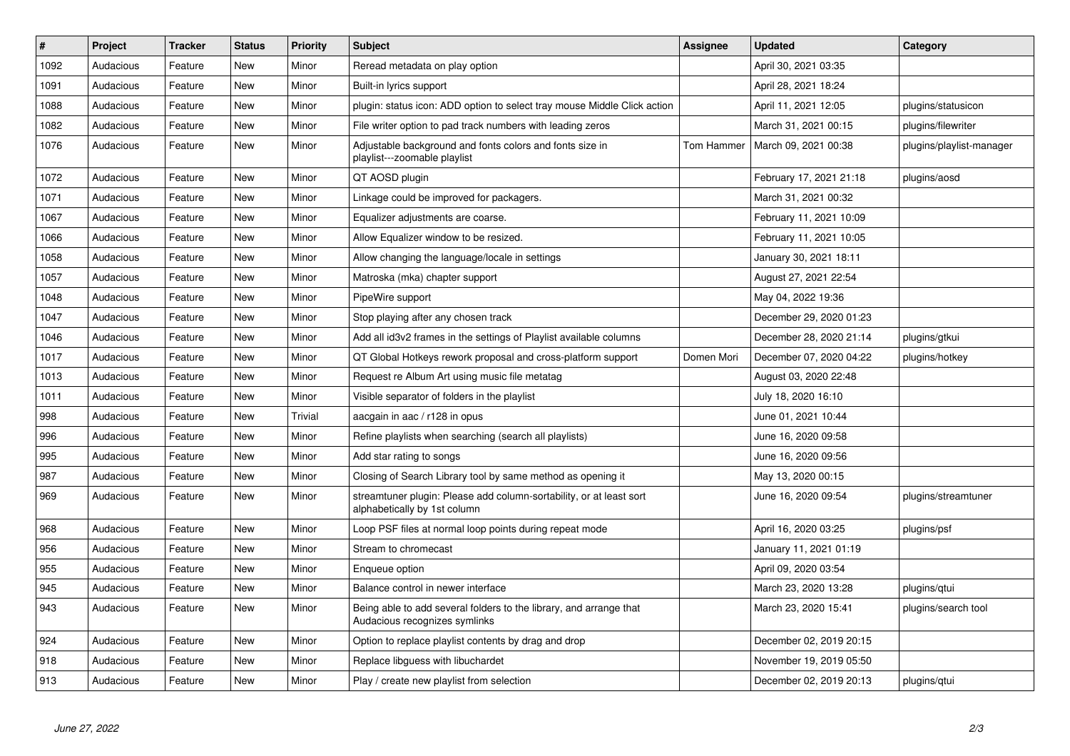| # | Project | Tracker | Status | Priority | Subject | Assignee | Updated | Category |
|---|---|---|---|---|---|---|---|---|
| 1092 | Audacious | Feature | New | Minor | Reread metadata on play option | | April 30, 2021 03:35 | |
| 1091 | Audacious | Feature | New | Minor | Built-in lyrics support | | April 28, 2021 18:24 | |
| 1088 | Audacious | Feature | New | Minor | plugin: status icon: ADD option to select tray mouse Middle Click action | | April 11, 2021 12:05 | plugins/statusicon |
| 1082 | Audacious | Feature | New | Minor | File writer option to pad track numbers with leading zeros | | March 31, 2021 00:15 | plugins/filewriter |
| 1076 | Audacious | Feature | New | Minor | Adjustable background and fonts colors and fonts size in playlist---zoomable playlist | Tom Hammer | March 09, 2021 00:38 | plugins/playlist-manager |
| 1072 | Audacious | Feature | New | Minor | QT AOSD plugin | | February 17, 2021 21:18 | plugins/aosd |
| 1071 | Audacious | Feature | New | Minor | Linkage could be improved for packagers. | | March 31, 2021 00:32 | |
| 1067 | Audacious | Feature | New | Minor | Equalizer adjustments are coarse. | | February 11, 2021 10:09 | |
| 1066 | Audacious | Feature | New | Minor | Allow Equalizer window to be resized. | | February 11, 2021 10:05 | |
| 1058 | Audacious | Feature | New | Minor | Allow changing the language/locale in settings | | January 30, 2021 18:11 | |
| 1057 | Audacious | Feature | New | Minor | Matroska (mka) chapter support | | August 27, 2021 22:54 | |
| 1048 | Audacious | Feature | New | Minor | PipeWire support | | May 04, 2022 19:36 | |
| 1047 | Audacious | Feature | New | Minor | Stop playing after any chosen track | | December 29, 2020 01:23 | |
| 1046 | Audacious | Feature | New | Minor | Add all id3v2 frames in the settings of Playlist available columns | | December 28, 2020 21:14 | plugins/gtkui |
| 1017 | Audacious | Feature | New | Minor | QT Global Hotkeys rework proposal and cross-platform support | Domen Mori | December 07, 2020 04:22 | plugins/hotkey |
| 1013 | Audacious | Feature | New | Minor | Request re Album Art using music file metatag | | August 03, 2020 22:48 | |
| 1011 | Audacious | Feature | New | Minor | Visible separator of folders in the playlist | | July 18, 2020 16:10 | |
| 998 | Audacious | Feature | New | Trivial | aacgain in aac / r128 in opus | | June 01, 2021 10:44 | |
| 996 | Audacious | Feature | New | Minor | Refine playlists when searching (search all playlists) | | June 16, 2020 09:58 | |
| 995 | Audacious | Feature | New | Minor | Add star rating to songs | | June 16, 2020 09:56 | |
| 987 | Audacious | Feature | New | Minor | Closing of Search Library tool by same method as opening it | | May 13, 2020 00:15 | |
| 969 | Audacious | Feature | New | Minor | streamtuner plugin: Please add column-sortability, or at least sort alphabetically by 1st column | | June 16, 2020 09:54 | plugins/streamtuner |
| 968 | Audacious | Feature | New | Minor | Loop PSF files at normal loop points during repeat mode | | April 16, 2020 03:25 | plugins/psf |
| 956 | Audacious | Feature | New | Minor | Stream to chromecast | | January 11, 2021 01:19 | |
| 955 | Audacious | Feature | New | Minor | Enqueue option | | April 09, 2020 03:54 | |
| 945 | Audacious | Feature | New | Minor | Balance control in newer interface | | March 23, 2020 13:28 | plugins/qtui |
| 943 | Audacious | Feature | New | Minor | Being able to add several folders to the library, and arrange that Audacious recognizes symlinks | | March 23, 2020 15:41 | plugins/search tool |
| 924 | Audacious | Feature | New | Minor | Option to replace playlist contents by drag and drop | | December 02, 2019 20:15 | |
| 918 | Audacious | Feature | New | Minor | Replace libguess with libuchardet | | November 19, 2019 05:50 | |
| 913 | Audacious | Feature | New | Minor | Play / create new playlist from selection | | December 02, 2019 20:13 | plugins/qtui |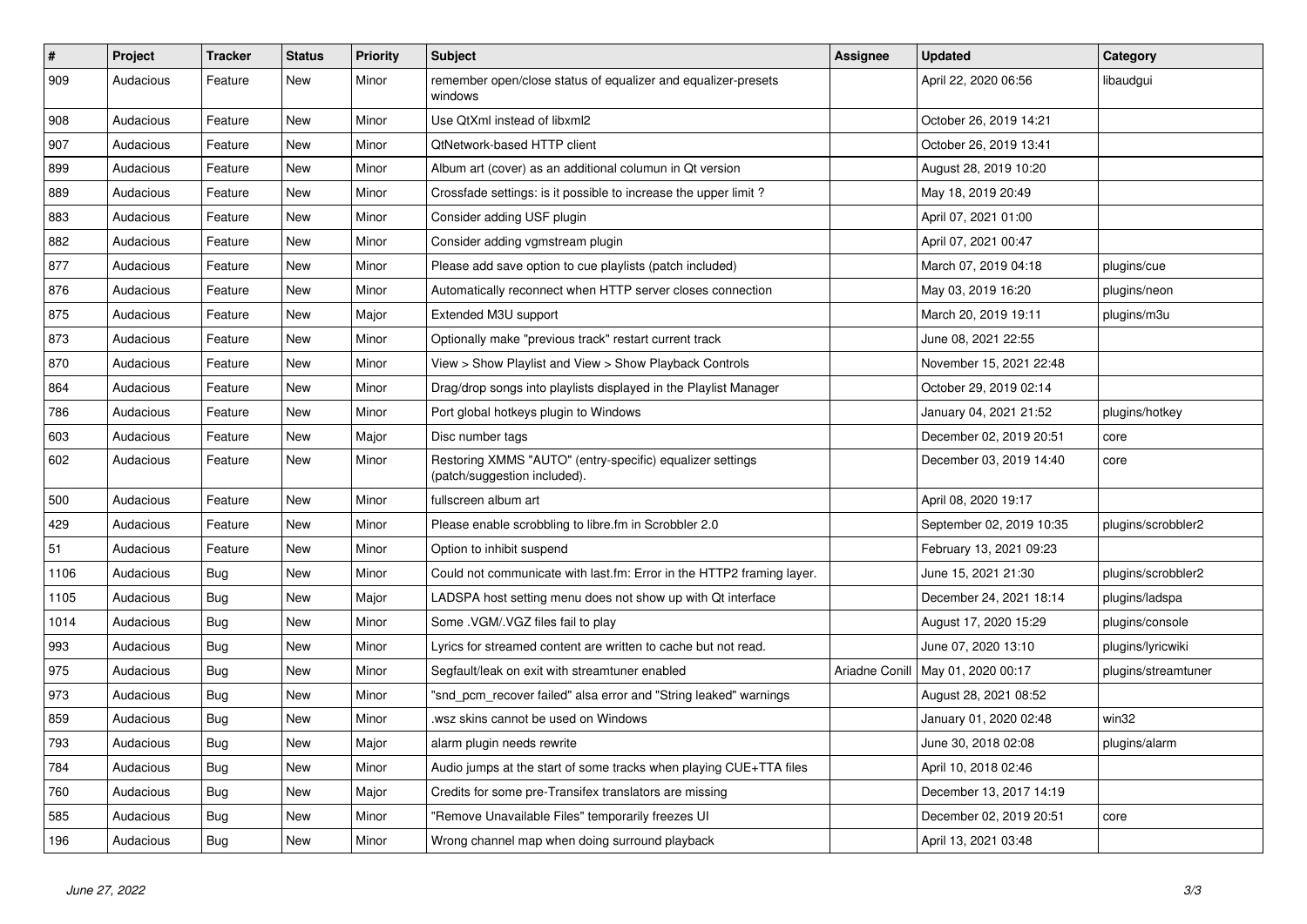| # | Project | Tracker | Status | Priority | Subject | Assignee | Updated | Category |
|---|---|---|---|---|---|---|---|---|
| 909 | Audacious | Feature | New | Minor | remember open/close status of equalizer and equalizer-presets windows | | April 22, 2020 06:56 | libaudgui |
| 908 | Audacious | Feature | New | Minor | Use QtXml instead of libxml2 | | October 26, 2019 14:21 | |
| 907 | Audacious | Feature | New | Minor | QtNetwork-based HTTP client | | October 26, 2019 13:41 | |
| 899 | Audacious | Feature | New | Minor | Album art (cover) as an additional columun in Qt version | | August 28, 2019 10:20 | |
| 889 | Audacious | Feature | New | Minor | Crossfade settings: is it possible to increase the upper limit ? | | May 18, 2019 20:49 | |
| 883 | Audacious | Feature | New | Minor | Consider adding USF plugin | | April 07, 2021 01:00 | |
| 882 | Audacious | Feature | New | Minor | Consider adding vgmstream plugin | | April 07, 2021 00:47 | |
| 877 | Audacious | Feature | New | Minor | Please add save option to cue playlists (patch included) | | March 07, 2019 04:18 | plugins/cue |
| 876 | Audacious | Feature | New | Minor | Automatically reconnect when HTTP server closes connection | | May 03, 2019 16:20 | plugins/neon |
| 875 | Audacious | Feature | New | Major | Extended M3U support | | March 20, 2019 19:11 | plugins/m3u |
| 873 | Audacious | Feature | New | Minor | Optionally make "previous track" restart current track | | June 08, 2021 22:55 | |
| 870 | Audacious | Feature | New | Minor | View > Show Playlist and View > Show Playback Controls | | November 15, 2021 22:48 | |
| 864 | Audacious | Feature | New | Minor | Drag/drop songs into playlists displayed in the Playlist Manager | | October 29, 2019 02:14 | |
| 786 | Audacious | Feature | New | Minor | Port global hotkeys plugin to Windows | | January 04, 2021 21:52 | plugins/hotkey |
| 603 | Audacious | Feature | New | Major | Disc number tags | | December 02, 2019 20:51 | core |
| 602 | Audacious | Feature | New | Minor | Restoring XMMS "AUTO" (entry-specific) equalizer settings (patch/suggestion included). | | December 03, 2019 14:40 | core |
| 500 | Audacious | Feature | New | Minor | fullscreen album art | | April 08, 2020 19:17 | |
| 429 | Audacious | Feature | New | Minor | Please enable scrobbling to libre.fm in Scrobbler 2.0 | | September 02, 2019 10:35 | plugins/scrobbler2 |
| 51 | Audacious | Feature | New | Minor | Option to inhibit suspend | | February 13, 2021 09:23 | |
| 1106 | Audacious | Bug | New | Minor | Could not communicate with last.fm: Error in the HTTP2 framing layer. | | June 15, 2021 21:30 | plugins/scrobbler2 |
| 1105 | Audacious | Bug | New | Major | LADSPA host setting menu does not show up with Qt interface | | December 24, 2021 18:14 | plugins/ladspa |
| 1014 | Audacious | Bug | New | Minor | Some .VGM/.VGZ files fail to play | | August 17, 2020 15:29 | plugins/console |
| 993 | Audacious | Bug | New | Minor | Lyrics for streamed content are written to cache but not read. | | June 07, 2020 13:10 | plugins/lyricwiki |
| 975 | Audacious | Bug | New | Minor | Segfault/leak on exit with streamtuner enabled | Ariadne Conill | May 01, 2020 00:17 | plugins/streamtuner |
| 973 | Audacious | Bug | New | Minor | "snd_pcm_recover failed" alsa error and "String leaked" warnings | | August 28, 2021 08:52 | |
| 859 | Audacious | Bug | New | Minor | .wsz skins cannot be used on Windows | | January 01, 2020 02:48 | win32 |
| 793 | Audacious | Bug | New | Major | alarm plugin needs rewrite | | June 30, 2018 02:08 | plugins/alarm |
| 784 | Audacious | Bug | New | Minor | Audio jumps at the start of some tracks when playing CUE+TTA files | | April 10, 2018 02:46 | |
| 760 | Audacious | Bug | New | Major | Credits for some pre-Transifex translators are missing | | December 13, 2017 14:19 | |
| 585 | Audacious | Bug | New | Minor | "Remove Unavailable Files" temporarily freezes UI | | December 02, 2019 20:51 | core |
| 196 | Audacious | Bug | New | Minor | Wrong channel map when doing surround playback | | April 13, 2021 03:48 | |

*June 27, 2022*